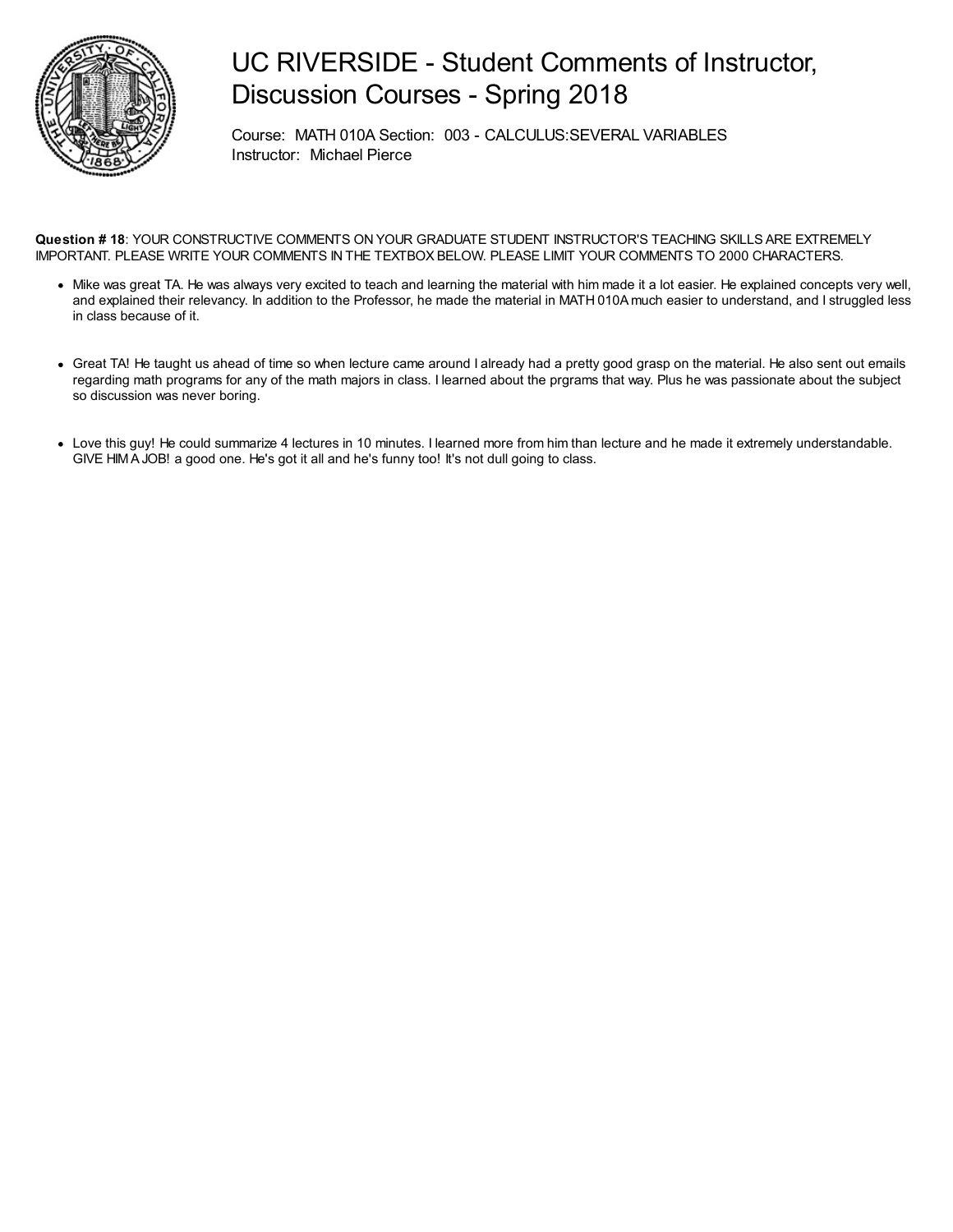# UC RIVERSIDE - Student Comments of Instructor, Discussion Courses - Spring 2018

Course: MATH 010A Section: 003 - CALCULUS:SEVERAL VARIABLES
Instructor: Michael Pierce

**Question # 18**: YOUR CONSTRUCTIVE COMMENTS ON YOUR GRADUATE STUDENT INSTRUCTOR'S TEACHING SKILLS ARE EXTREMELY IMPORTANT. PLEASE WRITE YOUR COMMENTS IN THE TEXTBOX BELOW. PLEASE LIMIT YOUR COMMENTS TO 2000 CHARACTERS.

- Mike was great TA. He was always very excited to teach and learning the material with him made it a lot easier. He explained concepts very well, and explained their relevancy. In addition to the Professor, he made the material in MATH 010A much easier to understand, and I struggled less in class because of it.

- Great TA! He taught us ahead of time so when lecture came around I already had a pretty good grasp on the material. He also sent out emails regarding math programs for any of the math majors in class. I learned about the prgrams that way. Plus he was passionate about the subject so discussion was never boring.

- Love this guy! He could summarize 4 lectures in 10 minutes. I learned more from him than lecture and he made it extremely understandable. GIVE HIM A JOB! a good one. He's got it all and he's funny too! It's not dull going to class.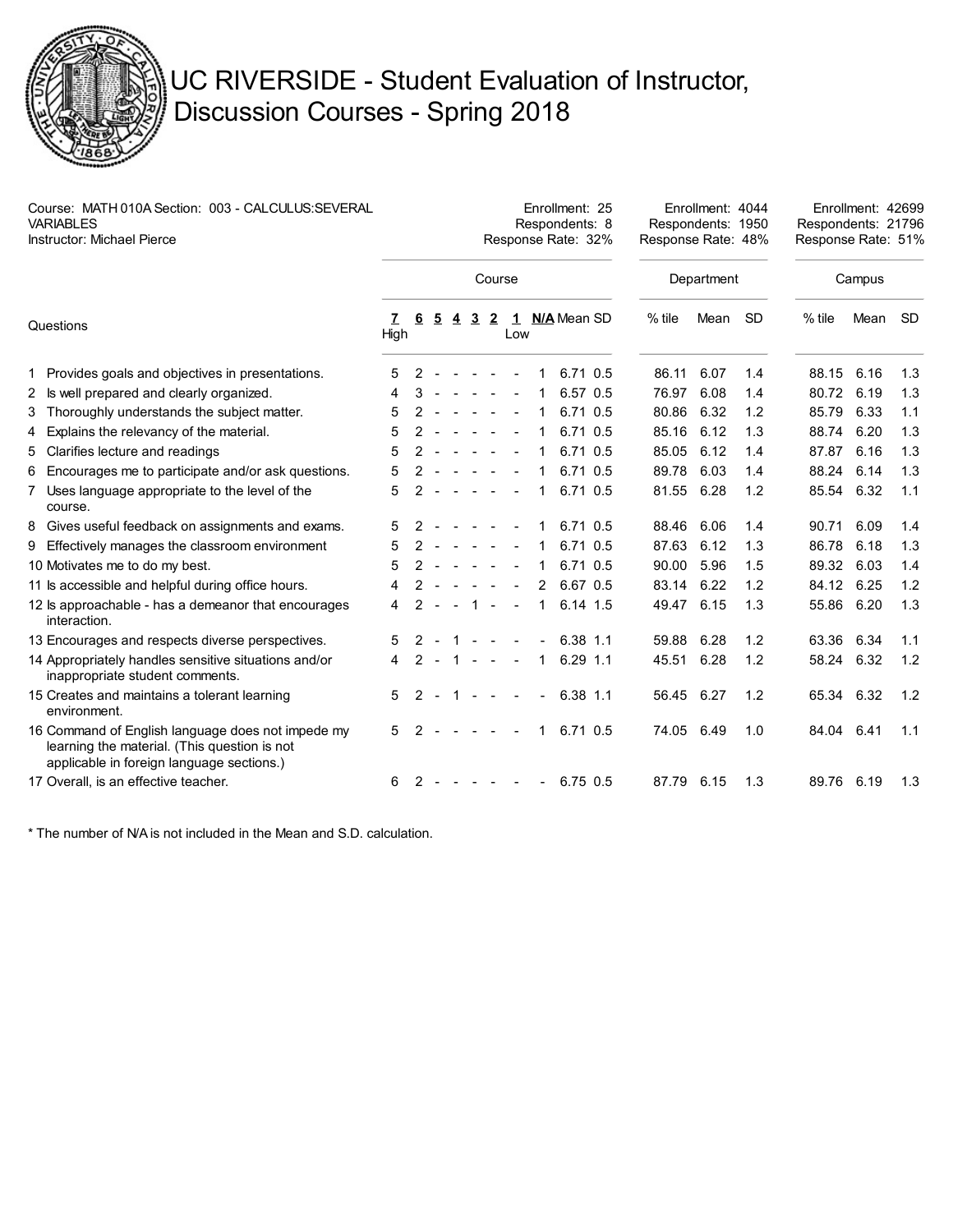# UC RIVERSIDE - Student Evaluation of Instructor, Discussion Courses - Spring 2018

Course: MATH 010A Section: 003 - CALCULUS:SEVERAL VARIABLES
Instructor: Michael Pierce

| | Course | Department | Campus |
|---|---|---|---|
| Enrollment | 25 | 4044 | 42699 |
| Respondents | 8 | 1950 | 21796 |
| Response Rate | 32% | 48% | 51% |

| Questions | 7 High | 6 | 5 | 4 | 3 | 2 | 1 Low | N/A | Mean | SD | Department % tile | Department Mean | Department SD | Campus % tile | Campus Mean | Campus SD |
|---|---|---|---|---|---|---|---|---|---|---|---|---|---|---|---|---|
| 1 Provides goals and objectives in presentations. | 5 | 2 | - | - | - | - | - | 1 | 6.71 | 0.5 | 86.11 | 6.07 | 1.4 | 88.15 | 6.16 | 1.3 |
| 2 Is well prepared and clearly organized. | 4 | 3 | - | - | - | - | - | 1 | 6.57 | 0.5 | 76.97 | 6.08 | 1.4 | 80.72 | 6.19 | 1.3 |
| 3 Thoroughly understands the subject matter. | 5 | 2 | - | - | - | - | - | 1 | 6.71 | 0.5 | 80.86 | 6.32 | 1.2 | 85.79 | 6.33 | 1.1 |
| 4 Explains the relevancy of the material. | 5 | 2 | - | - | - | - | - | 1 | 6.71 | 0.5 | 85.16 | 6.12 | 1.3 | 88.74 | 6.20 | 1.3 |
| 5 Clarifies lecture and readings | 5 | 2 | - | - | - | - | - | 1 | 6.71 | 0.5 | 85.05 | 6.12 | 1.4 | 87.87 | 6.16 | 1.3 |
| 6 Encourages me to participate and/or ask questions. | 5 | 2 | - | - | - | - | - | 1 | 6.71 | 0.5 | 89.78 | 6.03 | 1.4 | 88.24 | 6.14 | 1.3 |
| 7 Uses language appropriate to the level of the course. | 5 | 2 | - | - | - | - | - | 1 | 6.71 | 0.5 | 81.55 | 6.28 | 1.2 | 85.54 | 6.32 | 1.1 |
| 8 Gives useful feedback on assignments and exams. | 5 | 2 | - | - | - | - | - | 1 | 6.71 | 0.5 | 88.46 | 6.06 | 1.4 | 90.71 | 6.09 | 1.4 |
| 9 Effectively manages the classroom environment | 5 | 2 | - | - | - | - | - | 1 | 6.71 | 0.5 | 87.63 | 6.12 | 1.3 | 86.78 | 6.18 | 1.3 |
| 10 Motivates me to do my best. | 5 | 2 | - | - | - | - | - | 1 | 6.71 | 0.5 | 90.00 | 5.96 | 1.5 | 89.32 | 6.03 | 1.4 |
| 11 Is accessible and helpful during office hours. | 4 | 2 | - | - | - | - | - | 2 | 6.67 | 0.5 | 83.14 | 6.22 | 1.2 | 84.12 | 6.25 | 1.2 |
| 12 Is approachable - has a demeanor that encourages interaction. | 4 | 2 | - | - | 1 | - | - | 1 | 6.14 | 1.5 | 49.47 | 6.15 | 1.3 | 55.86 | 6.20 | 1.3 |
| 13 Encourages and respects diverse perspectives. | 5 | 2 | - | 1 | - | - | - | - | 6.38 | 1.1 | 59.88 | 6.28 | 1.2 | 63.36 | 6.34 | 1.1 |
| 14 Appropriately handles sensitive situations and/or inappropriate student comments. | 4 | 2 | - | 1 | - | - | - | 1 | 6.29 | 1.1 | 45.51 | 6.28 | 1.2 | 58.24 | 6.32 | 1.2 |
| 15 Creates and maintains a tolerant learning environment. | 5 | 2 | - | 1 | - | - | - | - | 6.38 | 1.1 | 56.45 | 6.27 | 1.2 | 65.34 | 6.32 | 1.2 |
| 16 Command of English language does not impede my learning the material. (This question is not applicable in foreign language sections.) | 5 | 2 | - | - | - | - | - | 1 | 6.71 | 0.5 | 74.05 | 6.49 | 1.0 | 84.04 | 6.41 | 1.1 |
| 17 Overall, is an effective teacher. | 6 | 2 | - | - | - | - | - | - | 6.75 | 0.5 | 87.79 | 6.15 | 1.3 | 89.76 | 6.19 | 1.3 |

* The number of N/A is not included in the Mean and S.D. calculation.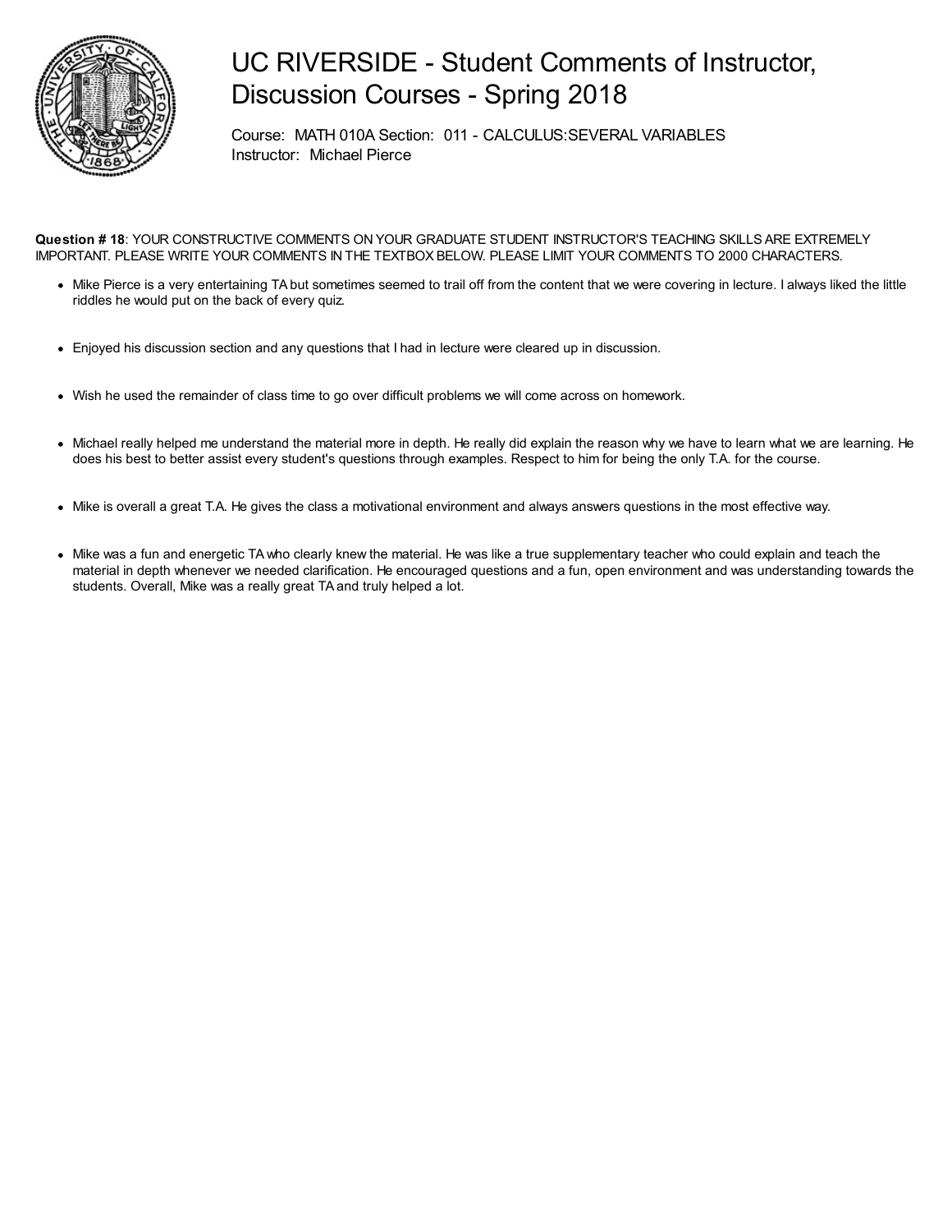# UC RIVERSIDE - Student Comments of Instructor, Discussion Courses - Spring 2018

Course: MATH 010A Section: 011 - CALCULUS:SEVERAL VARIABLES
Instructor: Michael Pierce

**Question # 18**: YOUR CONSTRUCTIVE COMMENTS ON YOUR GRADUATE STUDENT INSTRUCTOR'S TEACHING SKILLS ARE EXTREMELY IMPORTANT. PLEASE WRITE YOUR COMMENTS IN THE TEXTBOX BELOW. PLEASE LIMIT YOUR COMMENTS TO 2000 CHARACTERS.

- Mike Pierce is a very entertaining TA but sometimes seemed to trail off from the content that we were covering in lecture. I always liked the little riddles he would put on the back of every quiz.
- Enjoyed his discussion section and any questions that I had in lecture were cleared up in discussion.
- Wish he used the remainder of class time to go over difficult problems we will come across on homework.
- Michael really helped me understand the material more in depth. He really did explain the reason why we have to learn what we are learning. He does his best to better assist every student's questions through examples. Respect to him for being the only T.A. for the course.
- Mike is overall a great T.A. He gives the class a motivational environment and always answers questions in the most effective way.
- Mike was a fun and energetic TA who clearly knew the material. He was like a true supplementary teacher who could explain and teach the material in depth whenever we needed clarification. He encouraged questions and a fun, open environment and was understanding towards the students. Overall, Mike was a really great TA and truly helped a lot.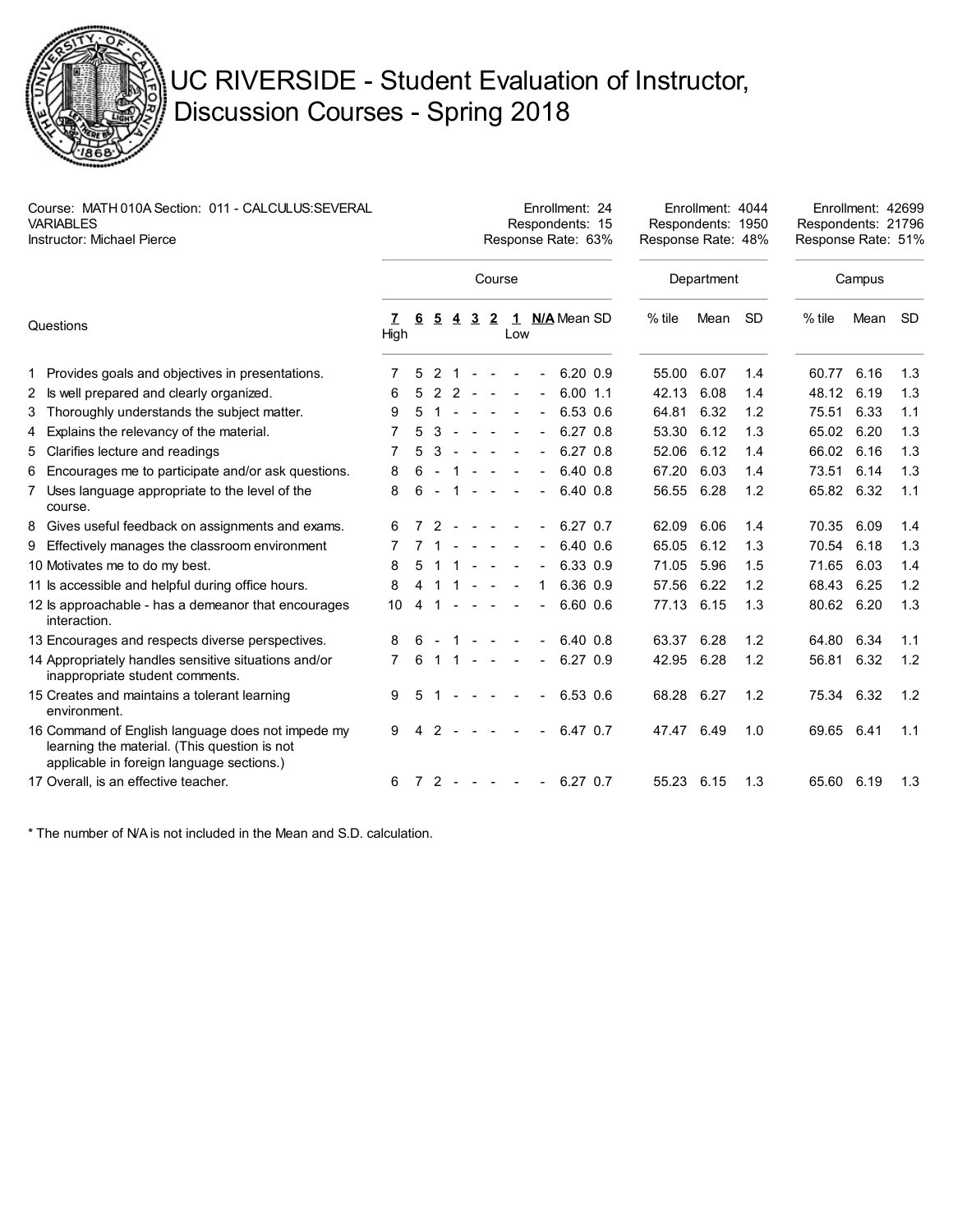# UC RIVERSIDE - Student Evaluation of Instructor, Discussion Courses - Spring 2018

Course: MATH 010A Section: 011 - CALCULUS:SEVERAL VARIABLES
Instructor: Michael Pierce

| | Course | Department | Campus |
|---|---|---|---|
| Enrollment | 24 | 4044 | 42699 |
| Respondents | 15 | 1950 | 21796 |
| Response Rate | 63% | 48% | 51% |

| Questions | 7 High | 6 | 5 | 4 | 3 | 2 | 1 Low | N/A | Mean | SD | Dept. % tile | Dept. Mean | Dept. SD | Campus % tile | Campus Mean | Campus SD |
|---|---|---|---|---|---|---|---|---|---|---|---|---|---|---|---|---|
| 1 Provides goals and objectives in presentations. | 7 | 5 | 2 | 1 | - | - | - | - | 6.20 | 0.9 | 55.00 | 6.07 | 1.4 | 60.77 | 6.16 | 1.3 |
| 2 Is well prepared and clearly organized. | 6 | 5 | 2 | 2 | - | - | - | - | 6.00 | 1.1 | 42.13 | 6.08 | 1.4 | 48.12 | 6.19 | 1.3 |
| 3 Thoroughly understands the subject matter. | 9 | 5 | 1 | - | - | - | - | - | 6.53 | 0.6 | 64.81 | 6.32 | 1.2 | 75.51 | 6.33 | 1.1 |
| 4 Explains the relevancy of the material. | 7 | 5 | 3 | - | - | - | - | - | 6.27 | 0.8 | 53.30 | 6.12 | 1.3 | 65.02 | 6.20 | 1.3 |
| 5 Clarifies lecture and readings | 7 | 5 | 3 | - | - | - | - | - | 6.27 | 0.8 | 52.06 | 6.12 | 1.4 | 66.02 | 6.16 | 1.3 |
| 6 Encourages me to participate and/or ask questions. | 8 | 6 | - | 1 | - | - | - | - | 6.40 | 0.8 | 67.20 | 6.03 | 1.4 | 73.51 | 6.14 | 1.3 |
| 7 Uses language appropriate to the level of the course. | 8 | 6 | - | 1 | - | - | - | - | 6.40 | 0.8 | 56.55 | 6.28 | 1.2 | 65.82 | 6.32 | 1.1 |
| 8 Gives useful feedback on assignments and exams. | 6 | 7 | 2 | - | - | - | - | - | 6.27 | 0.7 | 62.09 | 6.06 | 1.4 | 70.35 | 6.09 | 1.4 |
| 9 Effectively manages the classroom environment | 7 | 7 | 1 | - | - | - | - | - | 6.40 | 0.6 | 65.05 | 6.12 | 1.3 | 70.54 | 6.18 | 1.3 |
| 10 Motivates me to do my best. | 8 | 5 | 1 | 1 | - | - | - | - | 6.33 | 0.9 | 71.05 | 5.96 | 1.5 | 71.65 | 6.03 | 1.4 |
| 11 Is accessible and helpful during office hours. | 8 | 4 | 1 | 1 | - | - | - | 1 | 6.36 | 0.9 | 57.56 | 6.22 | 1.2 | 68.43 | 6.25 | 1.2 |
| 12 Is approachable - has a demeanor that encourages interaction. | 10 | 4 | 1 | - | - | - | - | - | 6.60 | 0.6 | 77.13 | 6.15 | 1.3 | 80.62 | 6.20 | 1.3 |
| 13 Encourages and respects diverse perspectives. | 8 | 6 | - | 1 | - | - | - | - | 6.40 | 0.8 | 63.37 | 6.28 | 1.2 | 64.80 | 6.34 | 1.1 |
| 14 Appropriately handles sensitive situations and/or inappropriate student comments. | 7 | 6 | 1 | 1 | - | - | - | - | 6.27 | 0.9 | 42.95 | 6.28 | 1.2 | 56.81 | 6.32 | 1.2 |
| 15 Creates and maintains a tolerant learning environment. | 9 | 5 | 1 | - | - | - | - | - | 6.53 | 0.6 | 68.28 | 6.27 | 1.2 | 75.34 | 6.32 | 1.2 |
| 16 Command of English language does not impede my learning the material. (This question is not applicable in foreign language sections.) | 9 | 4 | 2 | - | - | - | - | - | 6.47 | 0.7 | 47.47 | 6.49 | 1.0 | 69.65 | 6.41 | 1.1 |
| 17 Overall, is an effective teacher. | 6 | 7 | 2 | - | - | - | - | - | 6.27 | 0.7 | 55.23 | 6.15 | 1.3 | 65.60 | 6.19 | 1.3 |

* The number of N/A is not included in the Mean and S.D. calculation.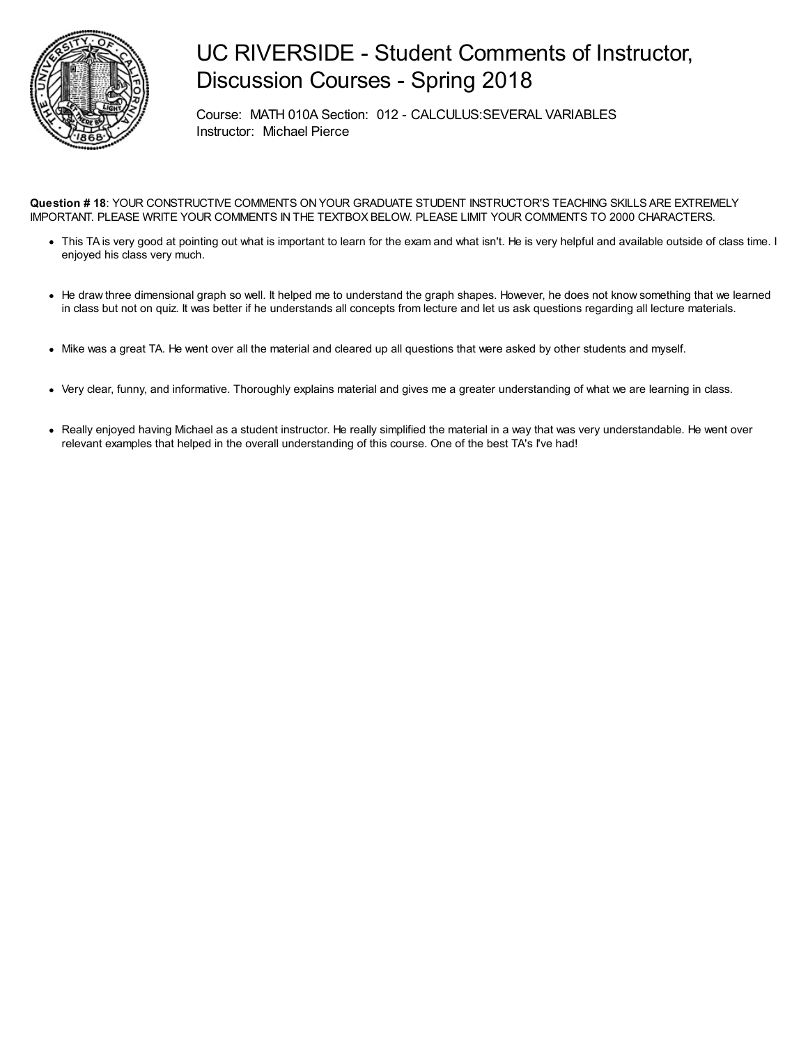# UC RIVERSIDE - Student Comments of Instructor, Discussion Courses - Spring 2018

Course: MATH 010A Section: 012 - CALCULUS:SEVERAL VARIABLES
Instructor: Michael Pierce

**Question # 18**: YOUR CONSTRUCTIVE COMMENTS ON YOUR GRADUATE STUDENT INSTRUCTOR'S TEACHING SKILLS ARE EXTREMELY IMPORTANT. PLEASE WRITE YOUR COMMENTS IN THE TEXTBOX BELOW. PLEASE LIMIT YOUR COMMENTS TO 2000 CHARACTERS.

- This TA is very good at pointing out what is important to learn for the exam and what isn't. He is very helpful and available outside of class time. I enjoyed his class very much.

- He draw three dimensional graph so well. It helped me to understand the graph shapes. However, he does not know something that we learned in class but not on quiz. It was better if he understands all concepts from lecture and let us ask questions regarding all lecture materials.

- Mike was a great TA. He went over all the material and cleared up all questions that were asked by other students and myself.

- Very clear, funny, and informative. Thoroughly explains material and gives me a greater understanding of what we are learning in class.

- Really enjoyed having Michael as a student instructor. He really simplified the material in a way that was very understandable. He went over relevant examples that helped in the overall understanding of this course. One of the best TA's I've had!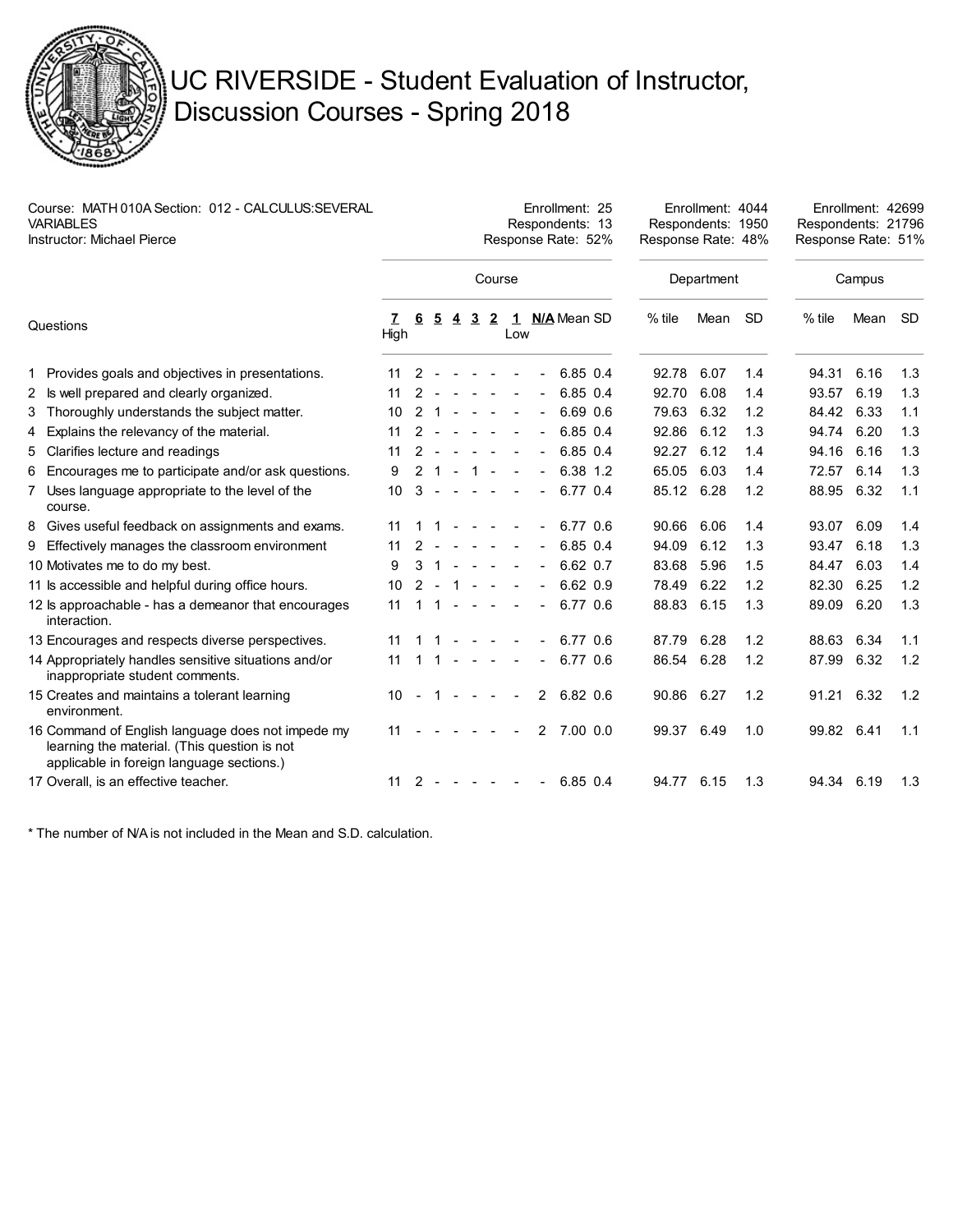# UC RIVERSIDE - Student Evaluation of Instructor, Discussion Courses - Spring 2018

Course: MATH 010A Section: 012 - CALCULUS:SEVERAL VARIABLES
Instructor: Michael Pierce

| | Course | Department | Campus |
|---|---|---|---|
| Enrollment | 25 | 4044 | 42699 |
| Respondents | 13 | 1950 | 21796 |
| Response Rate | 52% | 48% | 51% |

| Questions | 7 High | 6 | 5 | 4 | 3 | 2 | 1 Low | N/A | Mean | SD | Dept. % tile | Dept. Mean | Dept. SD | Campus % tile | Campus Mean | Campus SD |
|---|---|---|---|---|---|---|---|---|---|---|---|---|---|---|---|---|
| 1 Provides goals and objectives in presentations. | 11 | 2 | - | - | - | - | - | - | 6.85 | 0.4 | 92.78 | 6.07 | 1.4 | 94.31 | 6.16 | 1.3 |
| 2 Is well prepared and clearly organized. | 11 | 2 | - | - | - | - | - | - | 6.85 | 0.4 | 92.70 | 6.08 | 1.4 | 93.57 | 6.19 | 1.3 |
| 3 Thoroughly understands the subject matter. | 10 | 2 | 1 | - | - | - | - | - | 6.69 | 0.6 | 79.63 | 6.32 | 1.2 | 84.42 | 6.33 | 1.1 |
| 4 Explains the relevancy of the material. | 11 | 2 | - | - | - | - | - | - | 6.85 | 0.4 | 92.86 | 6.12 | 1.3 | 94.74 | 6.20 | 1.3 |
| 5 Clarifies lecture and readings | 11 | 2 | - | - | - | - | - | - | 6.85 | 0.4 | 92.27 | 6.12 | 1.4 | 94.16 | 6.16 | 1.3 |
| 6 Encourages me to participate and/or ask questions. | 9 | 2 | 1 | - | 1 | - | - | - | 6.38 | 1.2 | 65.05 | 6.03 | 1.4 | 72.57 | 6.14 | 1.3 |
| 7 Uses language appropriate to the level of the course. | 10 | 3 | - | - | - | - | - | - | 6.77 | 0.4 | 85.12 | 6.28 | 1.2 | 88.95 | 6.32 | 1.1 |
| 8 Gives useful feedback on assignments and exams. | 11 | 1 | 1 | - | - | - | - | - | 6.77 | 0.6 | 90.66 | 6.06 | 1.4 | 93.07 | 6.09 | 1.4 |
| 9 Effectively manages the classroom environment | 11 | 2 | - | - | - | - | - | - | 6.85 | 0.4 | 94.09 | 6.12 | 1.3 | 93.47 | 6.18 | 1.3 |
| 10 Motivates me to do my best. | 9 | 3 | 1 | - | - | - | - | - | 6.62 | 0.7 | 83.68 | 5.96 | 1.5 | 84.47 | 6.03 | 1.4 |
| 11 Is accessible and helpful during office hours. | 10 | 2 | - | 1 | - | - | - | - | 6.62 | 0.9 | 78.49 | 6.22 | 1.2 | 82.30 | 6.25 | 1.2 |
| 12 Is approachable - has a demeanor that encourages interaction. | 11 | 1 | 1 | - | - | - | - | - | 6.77 | 0.6 | 88.83 | 6.15 | 1.3 | 89.09 | 6.20 | 1.3 |
| 13 Encourages and respects diverse perspectives. | 11 | 1 | 1 | - | - | - | - | - | 6.77 | 0.6 | 87.79 | 6.28 | 1.2 | 88.63 | 6.34 | 1.1 |
| 14 Appropriately handles sensitive situations and/or inappropriate student comments. | 11 | 1 | 1 | - | - | - | - | - | 6.77 | 0.6 | 86.54 | 6.28 | 1.2 | 87.99 | 6.32 | 1.2 |
| 15 Creates and maintains a tolerant learning environment. | 10 | - | 1 | - | - | - | - | 2 | 6.82 | 0.6 | 90.86 | 6.27 | 1.2 | 91.21 | 6.32 | 1.2 |
| 16 Command of English language does not impede my learning the material. (This question is not applicable in foreign language sections.) | 11 | - | - | - | - | - | - | 2 | 7.00 | 0.0 | 99.37 | 6.49 | 1.0 | 99.82 | 6.41 | 1.1 |
| 17 Overall, is an effective teacher. | 11 | 2 | - | - | - | - | - | - | 6.85 | 0.4 | 94.77 | 6.15 | 1.3 | 94.34 | 6.19 | 1.3 |

* The number of N/A is not included in the Mean and S.D. calculation.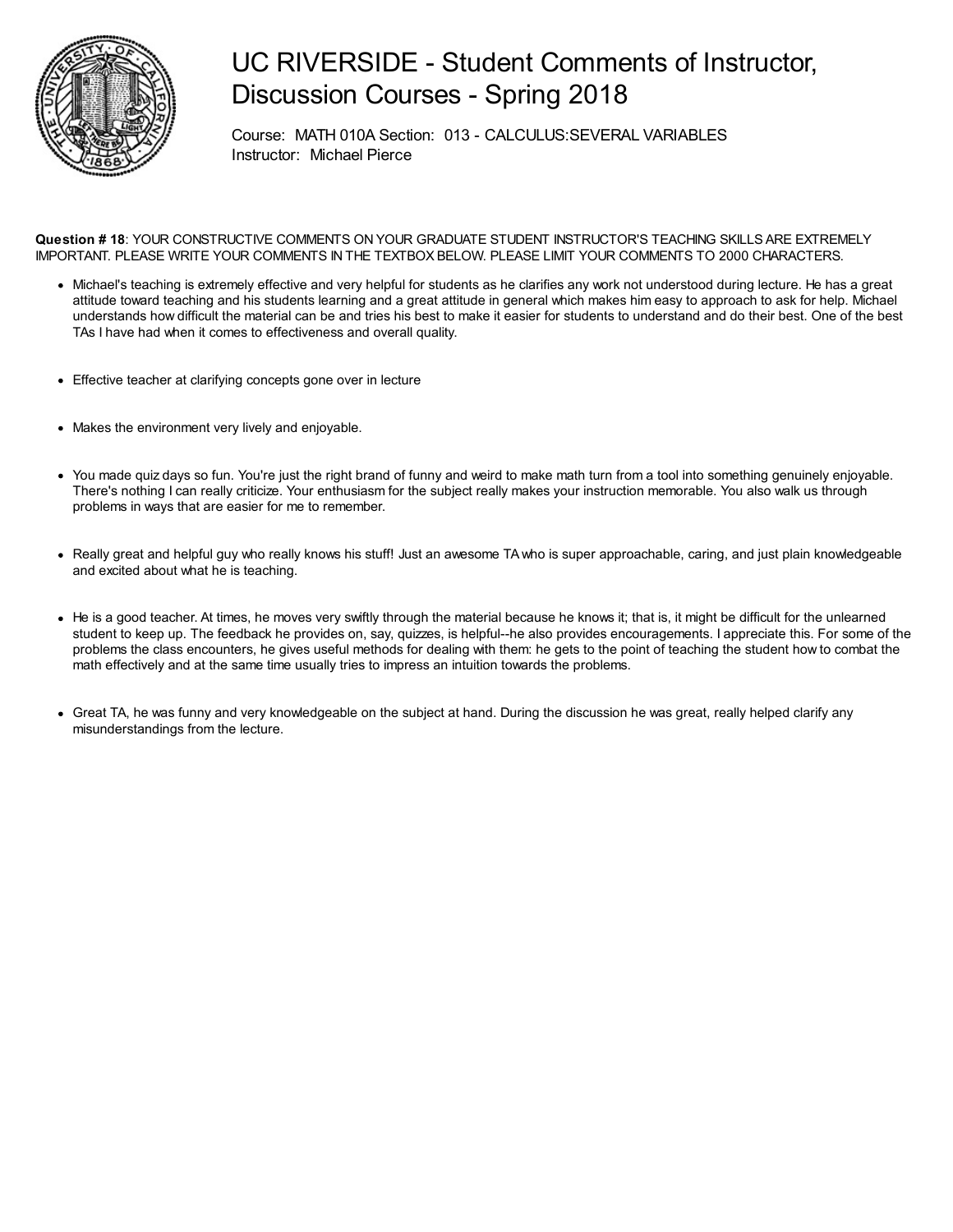# UC RIVERSIDE - Student Comments of Instructor, Discussion Courses - Spring 2018

Course: MATH 010A Section: 013 - CALCULUS:SEVERAL VARIABLES
Instructor: Michael Pierce

**Question # 18**: YOUR CONSTRUCTIVE COMMENTS ON YOUR GRADUATE STUDENT INSTRUCTOR'S TEACHING SKILLS ARE EXTREMELY IMPORTANT. PLEASE WRITE YOUR COMMENTS IN THE TEXTBOX BELOW. PLEASE LIMIT YOUR COMMENTS TO 2000 CHARACTERS.

- Michael's teaching is extremely effective and very helpful for students as he clarifies any work not understood during lecture. He has a great attitude toward teaching and his students learning and a great attitude in general which makes him easy to approach to ask for help. Michael understands how difficult the material can be and tries his best to make it easier for students to understand and do their best. One of the best TAs I have had when it comes to effectiveness and overall quality.

- Effective teacher at clarifying concepts gone over in lecture

- Makes the environment very lively and enjoyable.

- You made quiz days so fun. You're just the right brand of funny and weird to make math turn from a tool into something genuinely enjoyable. There's nothing I can really criticize. Your enthusiasm for the subject really makes your instruction memorable. You also walk us through problems in ways that are easier for me to remember.

- Really great and helpful guy who really knows his stuff! Just an awesome TA who is super approachable, caring, and just plain knowledgeable and excited about what he is teaching.

- He is a good teacher. At times, he moves very swiftly through the material because he knows it; that is, it might be difficult for the unlearned student to keep up. The feedback he provides on, say, quizzes, is helpful--he also provides encouragements. I appreciate this. For some of the problems the class encounters, he gives useful methods for dealing with them: he gets to the point of teaching the student how to combat the math effectively and at the same time usually tries to impress an intuition towards the problems.

- Great TA, he was funny and very knowledgeable on the subject at hand. During the discussion he was great, really helped clarify any misunderstandings from the lecture.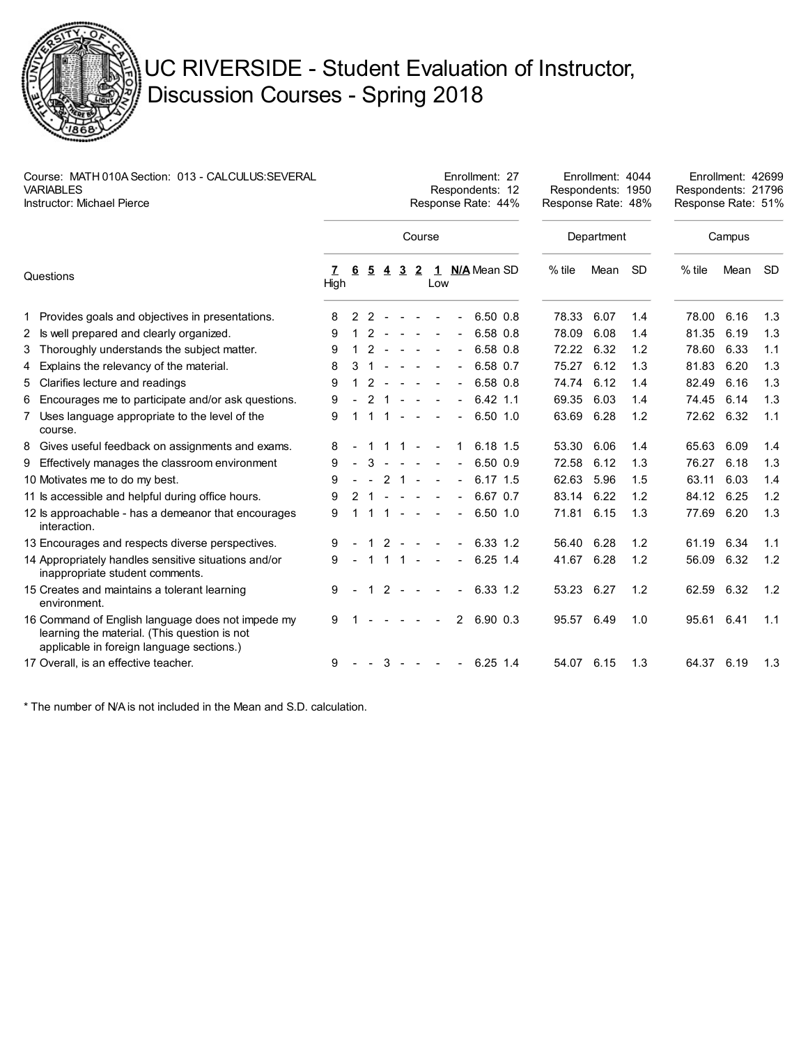# UC RIVERSIDE - Student Evaluation of Instructor, Discussion Courses - Spring 2018

Course: MATH 010A Section: 013 - CALCULUS:SEVERAL VARIABLES
Instructor: Michael Pierce

| Course | Department | Campus |
|---|---|---|
| Enrollment: 27 | Enrollment: 4044 | Enrollment: 42699 |
| Respondents: 12 | Respondents: 1950 | Respondents: 21796 |
| Response Rate: 44% | Response Rate: 48% | Response Rate: 51% |

| Questions | 7 High | 6 | 5 | 4 | 3 | 2 | 1 Low | N/A | Mean | SD | Dept % tile | Dept Mean | Dept SD | Campus % tile | Campus Mean | Campus SD |
|---|---|---|---|---|---|---|---|---|---|---|---|---|---|---|---|---|
| 1 Provides goals and objectives in presentations. | 8 | 2 | 2 | - | - | - | - | - | 6.50 | 0.8 | 78.33 | 6.07 | 1.4 | 78.00 | 6.16 | 1.3 |
| 2 Is well prepared and clearly organized. | 9 | 1 | 2 | - | - | - | - | - | 6.58 | 0.8 | 78.09 | 6.08 | 1.4 | 81.35 | 6.19 | 1.3 |
| 3 Thoroughly understands the subject matter. | 9 | 1 | 2 | - | - | - | - | - | 6.58 | 0.8 | 72.22 | 6.32 | 1.2 | 78.60 | 6.33 | 1.1 |
| 4 Explains the relevancy of the material. | 8 | 3 | 1 | - | - | - | - | - | 6.58 | 0.7 | 75.27 | 6.12 | 1.3 | 81.83 | 6.20 | 1.3 |
| 5 Clarifies lecture and readings | 9 | 1 | 2 | - | - | - | - | - | 6.58 | 0.8 | 74.74 | 6.12 | 1.4 | 82.49 | 6.16 | 1.3 |
| 6 Encourages me to participate and/or ask questions. | 9 | - | 2 | 1 | - | - | - | - | 6.42 | 1.1 | 69.35 | 6.03 | 1.4 | 74.45 | 6.14 | 1.3 |
| 7 Uses language appropriate to the level of the course. | 9 | 1 | 1 | 1 | - | - | - | - | 6.50 | 1.0 | 63.69 | 6.28 | 1.2 | 72.62 | 6.32 | 1.1 |
| 8 Gives useful feedback on assignments and exams. | 8 | - | 1 | 1 | 1 | - | - | 1 | 6.18 | 1.5 | 53.30 | 6.06 | 1.4 | 65.63 | 6.09 | 1.4 |
| 9 Effectively manages the classroom environment | 9 | - | 3 | - | - | - | - | - | 6.50 | 0.9 | 72.58 | 6.12 | 1.3 | 76.27 | 6.18 | 1.3 |
| 10 Motivates me to do my best. | 9 | - | - | 2 | 1 | - | - | - | 6.17 | 1.5 | 62.63 | 5.96 | 1.5 | 63.11 | 6.03 | 1.4 |
| 11 Is accessible and helpful during office hours. | 9 | 2 | 1 | - | - | - | - | - | 6.67 | 0.7 | 83.14 | 6.22 | 1.2 | 84.12 | 6.25 | 1.2 |
| 12 Is approachable - has a demeanor that encourages interaction. | 9 | 1 | 1 | 1 | - | - | - | - | 6.50 | 1.0 | 71.81 | 6.15 | 1.3 | 77.69 | 6.20 | 1.3 |
| 13 Encourages and respects diverse perspectives. | 9 | - | 1 | 2 | - | - | - | - | 6.33 | 1.2 | 56.40 | 6.28 | 1.2 | 61.19 | 6.34 | 1.1 |
| 14 Appropriately handles sensitive situations and/or inappropriate student comments. | 9 | - | 1 | 1 | 1 | - | - | - | 6.25 | 1.4 | 41.67 | 6.28 | 1.2 | 56.09 | 6.32 | 1.2 |
| 15 Creates and maintains a tolerant learning environment. | 9 | - | 1 | 2 | - | - | - | - | 6.33 | 1.2 | 53.23 | 6.27 | 1.2 | 62.59 | 6.32 | 1.2 |
| 16 Command of English language does not impede my learning the material. (This question is not applicable in foreign language sections.) | 9 | 1 | - | - | - | - | - | 2 | 6.90 | 0.3 | 95.57 | 6.49 | 1.0 | 95.61 | 6.41 | 1.1 |
| 17 Overall, is an effective teacher. | 9 | - | - | 3 | - | - | - | - | 6.25 | 1.4 | 54.07 | 6.15 | 1.3 | 64.37 | 6.19 | 1.3 |

* The number of N/A is not included in the Mean and S.D. calculation.